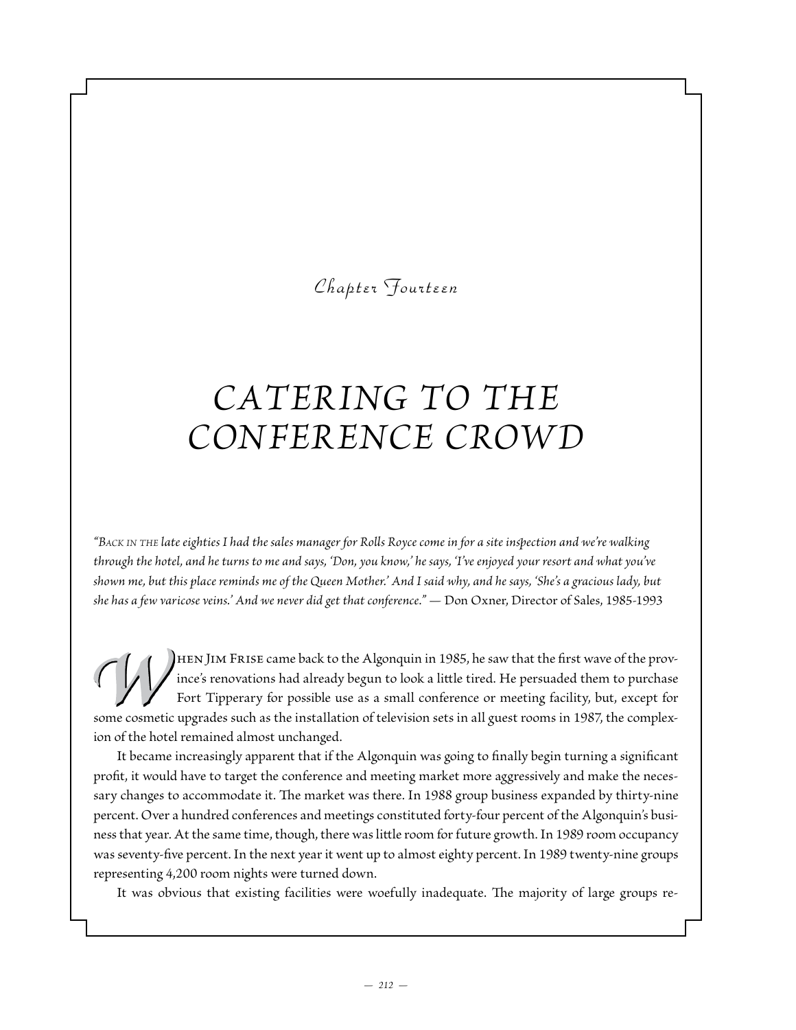*Chapter Fourteen*

# CATERING TO THE CONFERENCE CROWD

*"Back in the late eighties I had the sales manager for Rolls Royce come in for a site inspection and we're walking through the hotel, and he turns to me and says, 'Don, you know,' he says, 'I've enjoyed your resort and what you've shown me, but this place reminds me of the Queen Mother.' And I said why, and he says, 'She's a gracious lady, but she has a few varicose veins.' And we never did get that conference."* — Don Oxner, Director of Sales, 1985-1993

When Jim Frise came back to the Algonquin in 1985, he saw that the first wave of the province's renovations had already begun to look a little tired. He persuaded them to purchase Fort Tipperary for possible use as a small conference or meeting facility, but, except for some cosmetic upgrades such as the installation of television sets in all guest rooms in 1987, the complexion of the hotel remained almost unchanged.

It became increasingly apparent that if the Algonquin was going to finally begin turning a significant profit, it would have to target the conference and meeting market more aggressively and make the necessary changes to accommodate it. The market was there. In 1988 group business expanded by thirty-nine percent. Over a hundred conferences and meetings constituted forty-four percent of the Algonquin's business that year. At the same time, though, there was little room for future growth. In 1989 room occupancy was seventy-five percent. In the next year it went up to almost eighty percent. In 1989 twenty-nine groups representing 4,200 room nights were turned down.

It was obvious that existing facilities were woefully inadequate. The majority of large groups re-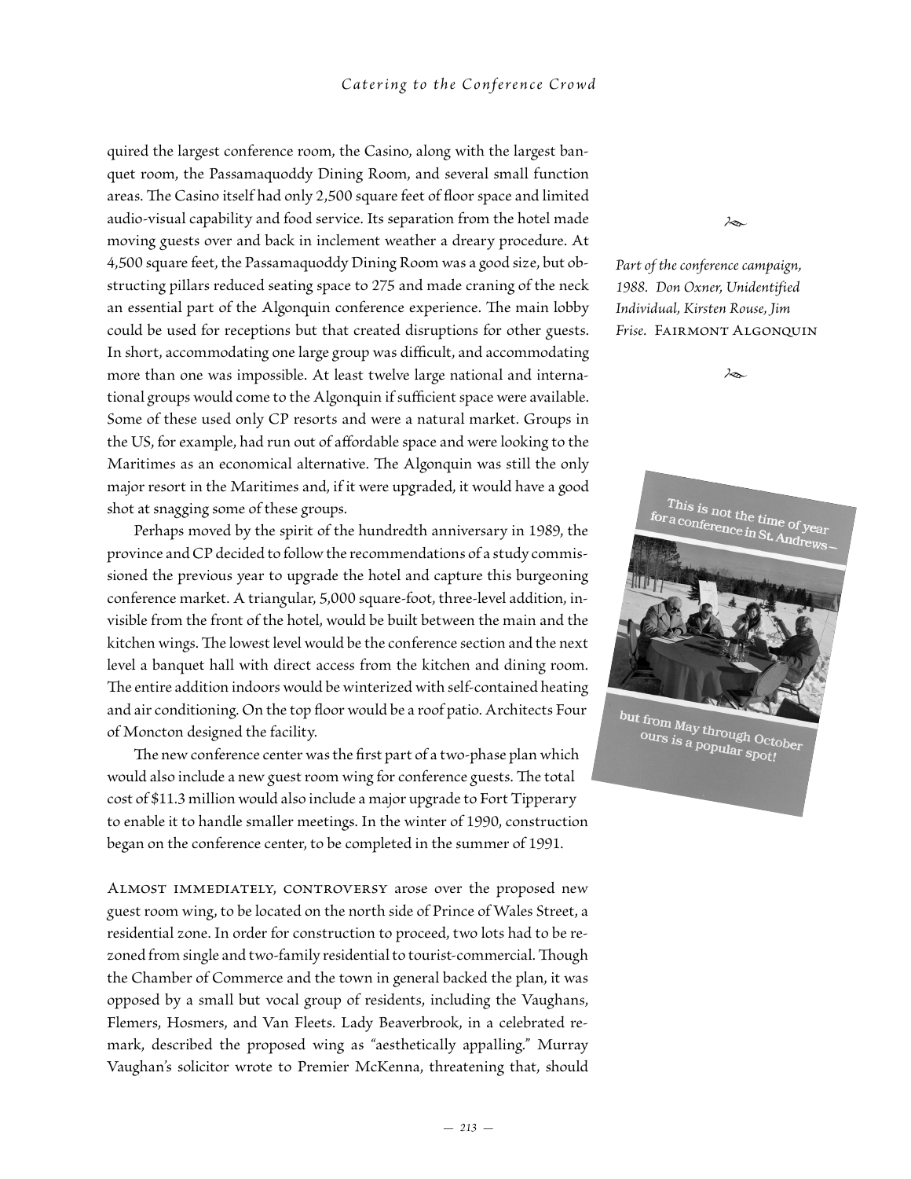quired the largest conference room, the Casino, along with the largest banquet room, the Passamaquoddy Dining Room, and several small function areas. The Casino itself had only 2,500 square feet of floor space and limited audio-visual capability and food service. Its separation from the hotel made moving guests over and back in inclement weather a dreary procedure. At 4,500 square feet, the Passamaquoddy Dining Room was a good size, but obstructing pillars reduced seating space to 275 and made craning of the neck an essential part of the Algonquin conference experience. The main lobby could be used for receptions but that created disruptions for other guests. In short, accommodating one large group was difficult, and accommodating more than one was impossible. At least twelve large national and international groups would come to the Algonquin if sufficient space were available. Some of these used only CP resorts and were a natural market. Groups in the US, for example, had run out of affordable space and were looking to the Maritimes as an economical alternative. The Algonquin was still the only major resort in the Maritimes and, if it were upgraded, it would have a good shot at snagging some of these groups.

Perhaps moved by the spirit of the hundredth anniversary in 1989, the province and CP decided to follow the recommendations of a study commissioned the previous year to upgrade the hotel and capture this burgeoning conference market. A triangular, 5,000 square-foot, three-level addition, invisible from the front of the hotel, would be built between the main and the kitchen wings. The lowest level would be the conference section and the next level a banquet hall with direct access from the kitchen and dining room. The entire addition indoors would be winterized with self-contained heating and air conditioning. On the top floor would be a roof patio. Architects Four of Moncton designed the facility.

The new conference center was the first part of a two-phase plan which would also include a new guest room wing for conference guests. The total cost of $11.3 million would also include a major upgrade to Fort Tipperary to enable it to handle smaller meetings. In the winter of 1990, construction began on the conference center, to be completed in the summer of 1991.

*Part of the conference campaign, 1988. Don Oxner, Unidentified Individual, Kirsten Rouse, Jim Frise.* FAIRMONT ALGONQUIN

This is not the time of year for a conference in St. Andrews—

but from May through October ours is a popular spot!

ALMOST IMMEDIATELY, CONTROVERSY arose over the proposed new guest room wing, to be located on the north side of Prince of Wales Street, a residential zone. In order for construction to proceed, two lots had to be rezoned from single and two-family residential to tourist-commercial. Though the Chamber of Commerce and the town in general backed the plan, it was opposed by a small but vocal group of residents, including the Vaughans, Flemers, Hosmers, and Van Fleets. Lady Beaverbrook, in a celebrated remark, described the proposed wing as "aesthetically appalling." Murray Vaughan's solicitor wrote to Premier McKenna, threatening that, should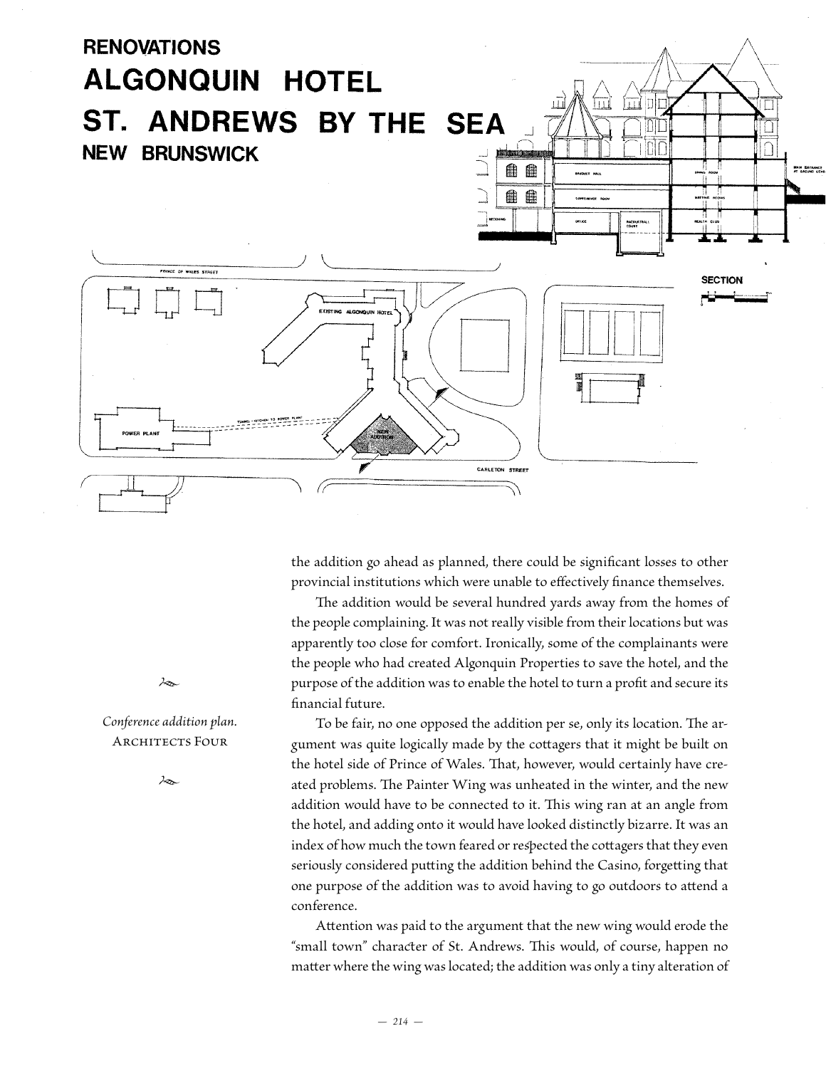RENOVATIONS

ALGONQUIN HOTEL

ST. ANDREWS BY THE SEA

NEW BRUNSWICK

*Conference addition plan.*
ARCHITECTS FOUR

the addition go ahead as planned, there could be significant losses to other provincial institutions which were unable to effectively finance themselves.

The addition would be several hundred yards away from the homes of the people complaining. It was not really visible from their locations but was apparently too close for comfort. Ironically, some of the complainants were the people who had created Algonquin Properties to save the hotel, and the purpose of the addition was to enable the hotel to turn a profit and secure its financial future.

To be fair, no one opposed the addition per se, only its location. The argument was quite logically made by the cottagers that it might be built on the hotel side of Prince of Wales. That, however, would certainly have created problems. The Painter Wing was unheated in the winter, and the new addition would have to be connected to it. This wing ran at an angle from the hotel, and adding onto it would have looked distinctly bizarre. It was an index of how much the town feared or respected the cottagers that they even seriously considered putting the addition behind the Casino, forgetting that one purpose of the addition was to avoid having to go outdoors to attend a conference.

Attention was paid to the argument that the new wing would erode the "small town" character of St. Andrews. This would, of course, happen no matter where the wing was located; the addition was only a tiny alteration of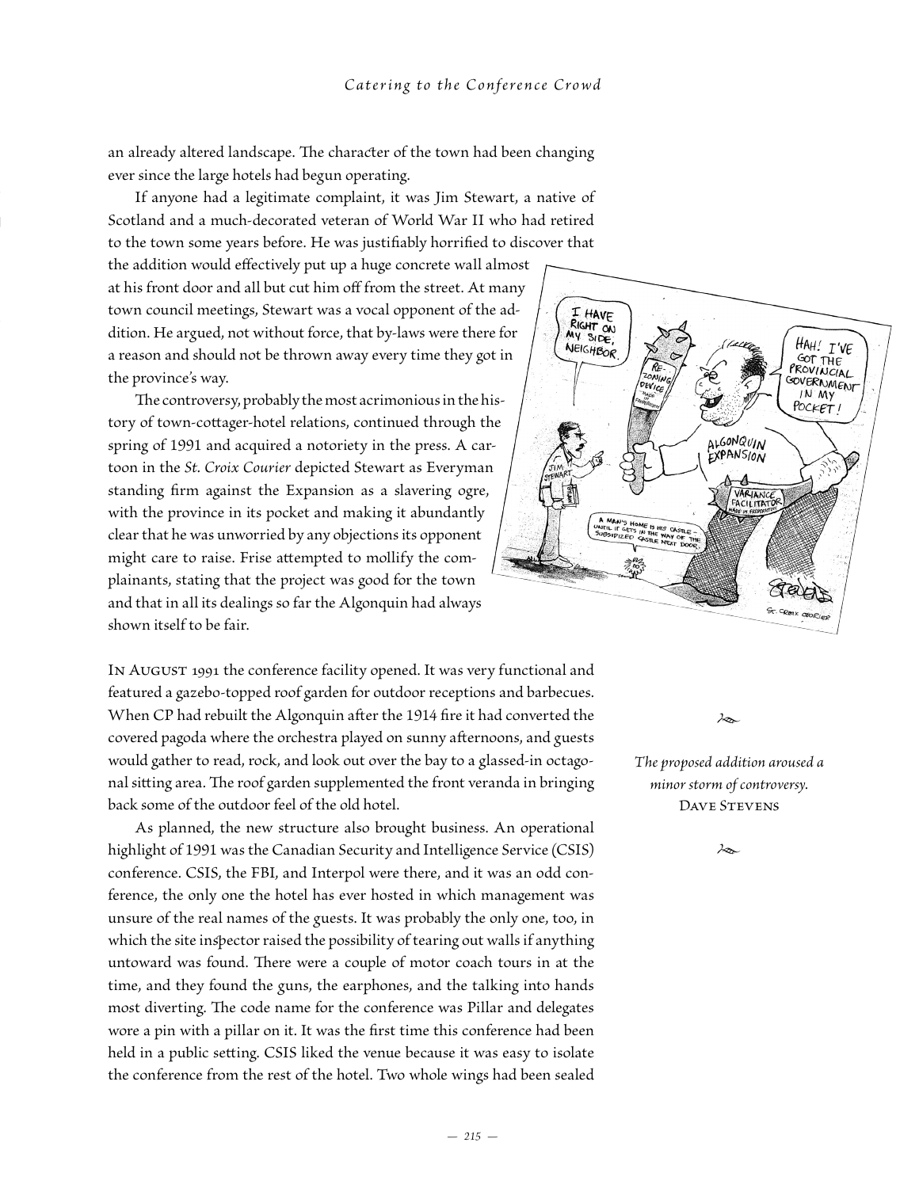an already altered landscape. The character of the town had been changing ever since the large hotels had begun operating.

If anyone had a legitimate complaint, it was Jim Stewart, a native of Scotland and a much-decorated veteran of World War II who had retired to the town some years before. He was justifiably horrified to discover that the addition would effectively put up a huge concrete wall almost at his front door and all but cut him off from the street. At many town council meetings, Stewart was a vocal opponent of the addition. He argued, not without force, that by-laws were there for a reason and should not be thrown away every time they got in the province's way.

The controversy, probably the most acrimonious in the history of town-cottager-hotel relations, continued through the spring of 1991 and acquired a notoriety in the press. A cartoon in the *St. Croix Courier* depicted Stewart as Everyman standing firm against the Expansion as a slavering ogre, with the province in its pocket and making it abundantly clear that he was unworried by any objections its opponent might care to raise. Frise attempted to mollify the complainants, stating that the project was good for the town and that in all its dealings so far the Algonquin had always shown itself to be fair.

*The proposed addition aroused a minor storm of controversy.*
DAVE STEVENS

IN AUGUST 1991 the conference facility opened. It was very functional and featured a gazebo-topped roof garden for outdoor receptions and barbecues. When CP had rebuilt the Algonquin after the 1914 fire it had converted the covered pagoda where the orchestra played on sunny afternoons, and guests would gather to read, rock, and look out over the bay to a glassed-in octagonal sitting area. The roof garden supplemented the front veranda in bringing back some of the outdoor feel of the old hotel.

As planned, the new structure also brought business. An operational highlight of 1991 was the Canadian Security and Intelligence Service (CSIS) conference. CSIS, the FBI, and Interpol were there, and it was an odd conference, the only one the hotel has ever hosted in which management was unsure of the real names of the guests. It was probably the only one, too, in which the site inspector raised the possibility of tearing out walls if anything untoward was found. There were a couple of motor coach tours in at the time, and they found the guns, the earphones, and the talking into hands most diverting. The code name for the conference was Pillar and delegates wore a pin with a pillar on it. It was the first time this conference had been held in a public setting. CSIS liked the venue because it was easy to isolate the conference from the rest of the hotel. Two whole wings had been sealed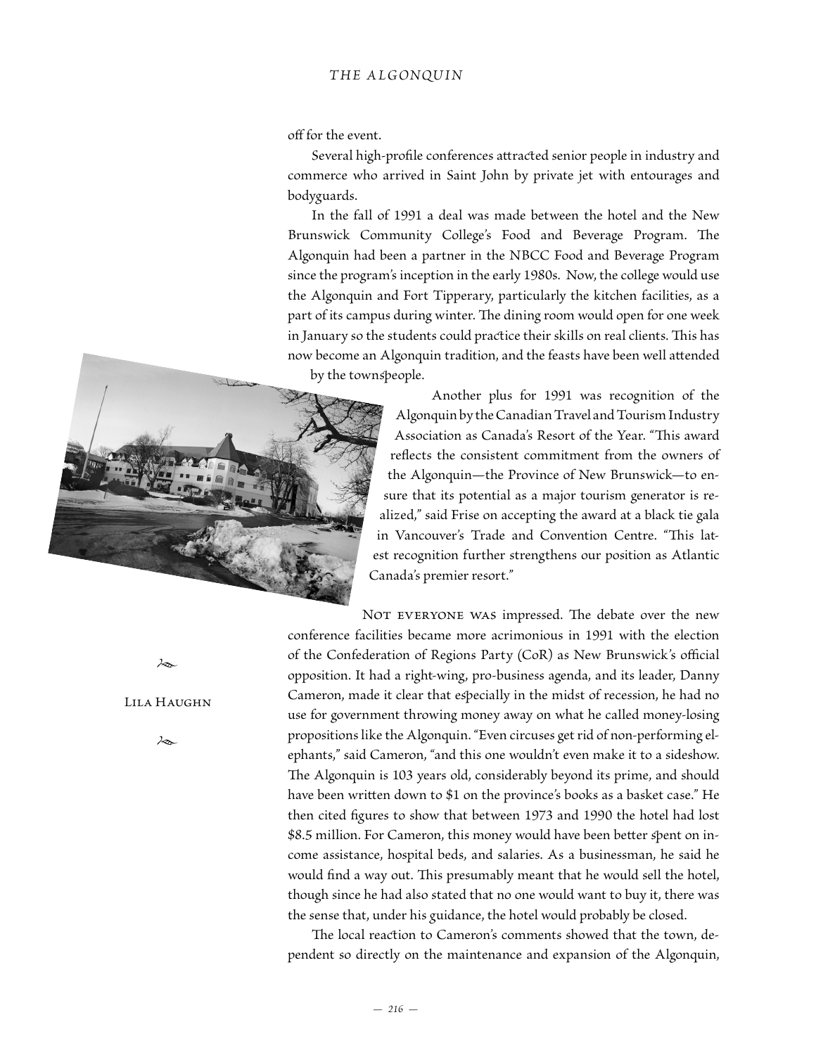off for the event.

Several high-profile conferences attracted senior people in industry and commerce who arrived in Saint John by private jet with entourages and bodyguards.

In the fall of 1991 a deal was made between the hotel and the New Brunswick Community College's Food and Beverage Program. The Algonquin had been a partner in the NBCC Food and Beverage Program since the program's inception in the early 1980s. Now, the college would use the Algonquin and Fort Tipperary, particularly the kitchen facilities, as a part of its campus during winter. The dining room would open for one week in January so the students could practice their skills on real clients. This has now become an Algonquin tradition, and the feasts have been well attended by the townspeople.

Another plus for 1991 was recognition of the Algonquin by the Canadian Travel and Tourism Industry Association as Canada's Resort of the Year. "This award reflects the consistent commitment from the owners of the Algonquin—the Province of New Brunswick—to ensure that its potential as a major tourism generator is realized," said Frise on accepting the award at a black tie gala in Vancouver's Trade and Convention Centre. "This latest recognition further strengthens our position as Atlantic Canada's premier resort."

Lila Haughn

Not everyone was impressed. The debate over the new conference facilities became more acrimonious in 1991 with the election of the Confederation of Regions Party (CoR) as New Brunswick's official opposition. It had a right-wing, pro-business agenda, and its leader, Danny Cameron, made it clear that especially in the midst of recession, he had no use for government throwing money away on what he called money-losing propositions like the Algonquin. "Even circuses get rid of non-performing elephants," said Cameron, "and this one wouldn't even make it to a sideshow. The Algonquin is 103 years old, considerably beyond its prime, and should have been written down to $1 on the province's books as a basket case." He then cited figures to show that between 1973 and 1990 the hotel had lost $8.5 million. For Cameron, this money would have been better spent on income assistance, hospital beds, and salaries. As a businessman, he said he would find a way out. This presumably meant that he would sell the hotel, though since he had also stated that no one would want to buy it, there was the sense that, under his guidance, the hotel would probably be closed.

The local reaction to Cameron's comments showed that the town, dependent so directly on the maintenance and expansion of the Algonquin,